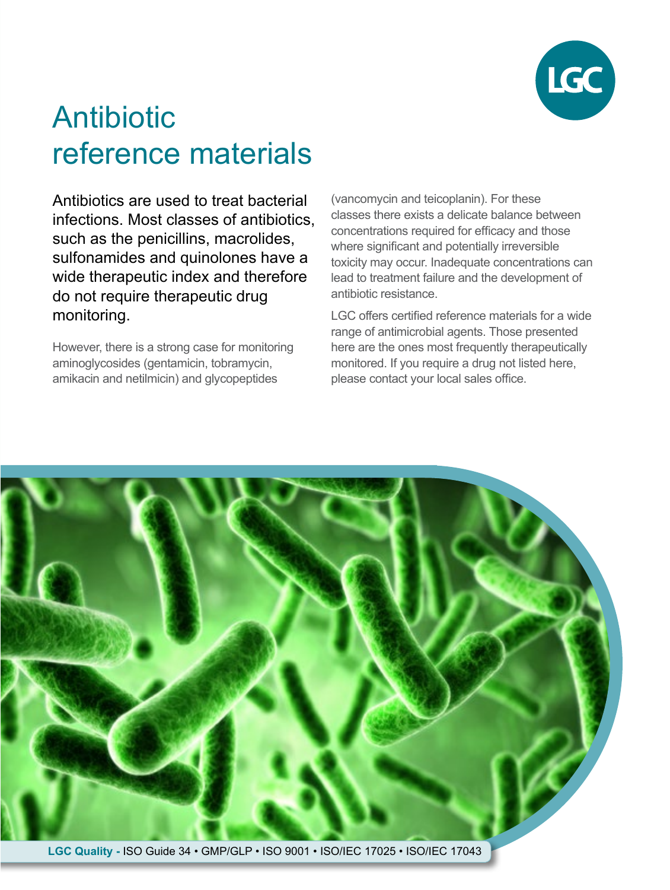# Antibiotic reference materials

Antibiotics are used to treat bacterial infections. Most classes of antibiotics, such as the penicillins, macrolides, sulfonamides and quinolones have a wide therapeutic index and therefore do not require therapeutic drug monitoring.

However, there is a strong case for monitoring aminoglycosides (gentamicin, tobramycin, amikacin and netilmicin) and glycopeptides (vancomycin and teicoplanin). For these classes there exists a delicate balance between concentrations required for efficacy and those where significant and potentially irreversible toxicity may occur. Inadequate concentrations can lead to treatment failure and the development of antibiotic resistance.

LGC offers certified reference materials for a wide range of antimicrobial agents. Those presented here are the ones most frequently therapeutically monitored. If you require a drug not listed here, please contact your local sales office.

**LGC Quality -** ISO Guide 34 • GMP/GLP • ISO 9001 • ISO/IEC 17025 • ISO/IEC 17043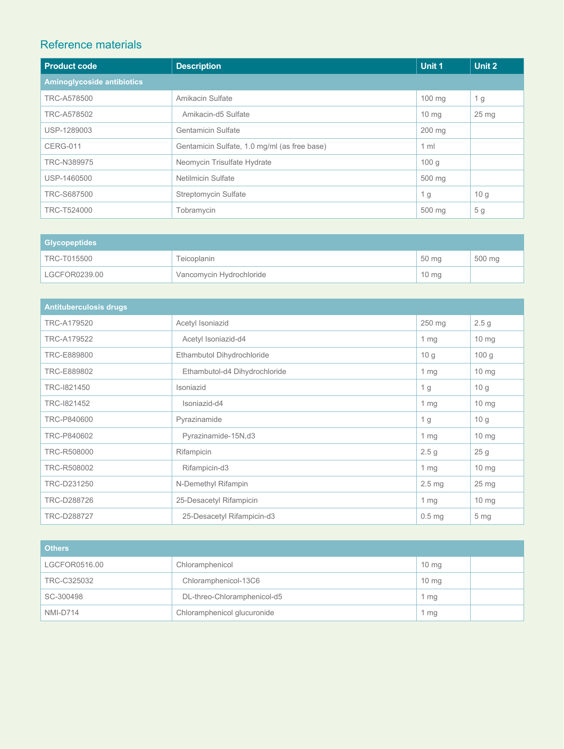## Reference materials

| Product code | Description | Unit 1 | Unit 2 |
|---|---|---|---|
| **Aminoglycoside antibiotics** | | | |
| TRC-A578500 | Amikacin Sulfate | 100 mg | 1 g |
| TRC-A578502 | Amikacin-d5 Sulfate | 10 mg | 25 mg |
| USP-1289003 | Gentamicin Sulfate | 200 mg | |
| CERG-011 | Gentamicin Sulfate, 1.0 mg/ml (as free base) | 1 ml | |
| TRC-N389975 | Neomycin Trisulfate Hydrate | 100 g | |
| USP-1460500 | Netilmicin Sulfate | 500 mg | |
| TRC-S687500 | Streptomycin Sulfate | 1 g | 10 g |
| TRC-T524000 | Tobramycin | 500 mg | 5 g |

| Product code | Description | Unit 1 | Unit 2 |
|---|---|---|---|
| **Glycopeptides** | | | |
| TRC-T015500 | Teicoplanin | 50 mg | 500 mg |
| LGCFOR0239.00 | Vancomycin Hydrochloride | 10 mg | |

| Product code | Description | Unit 1 | Unit 2 |
|---|---|---|---|
| **Antituberculosis drugs** | | | |
| TRC-A179520 | Acetyl Isoniazid | 250 mg | 2.5 g |
| TRC-A179522 | Acetyl Isoniazid-d4 | 1 mg | 10 mg |
| TRC-E889800 | Ethambutol Dihydrochloride | 10 g | 100 g |
| TRC-E889802 | Ethambutol-d4 Dihydrochloride | 1 mg | 10 mg |
| TRC-I821450 | Isoniazid | 1 g | 10 g |
| TRC-I821452 | Isoniazid-d4 | 1 mg | 10 mg |
| TRC-P840600 | Pyrazinamide | 1 g | 10 g |
| TRC-P840602 | Pyrazinamide-15N,d3 | 1 mg | 10 mg |
| TRC-R508000 | Rifampicin | 2.5 g | 25 g |
| TRC-R508002 | Rifampicin-d3 | 1 mg | 10 mg |
| TRC-D231250 | N-Demethyl Rifampin | 2.5 mg | 25 mg |
| TRC-D288726 | 25-Desacetyl Rifampicin | 1 mg | 10 mg |
| TRC-D288727 | 25-Desacetyl Rifampicin-d3 | 0.5 mg | 5 mg |

| Product code | Description | Unit 1 | Unit 2 |
|---|---|---|---|
| **Others** | | | |
| LGCFOR0516.00 | Chloramphenicol | 10 mg | |
| TRC-C325032 | Chloramphenicol-13C6 | 10 mg | |
| SC-300498 | DL-threo-Chloramphenicol-d5 | 1 mg | |
| NMI-D714 | Chloramphenicol glucuronide | 1 mg | |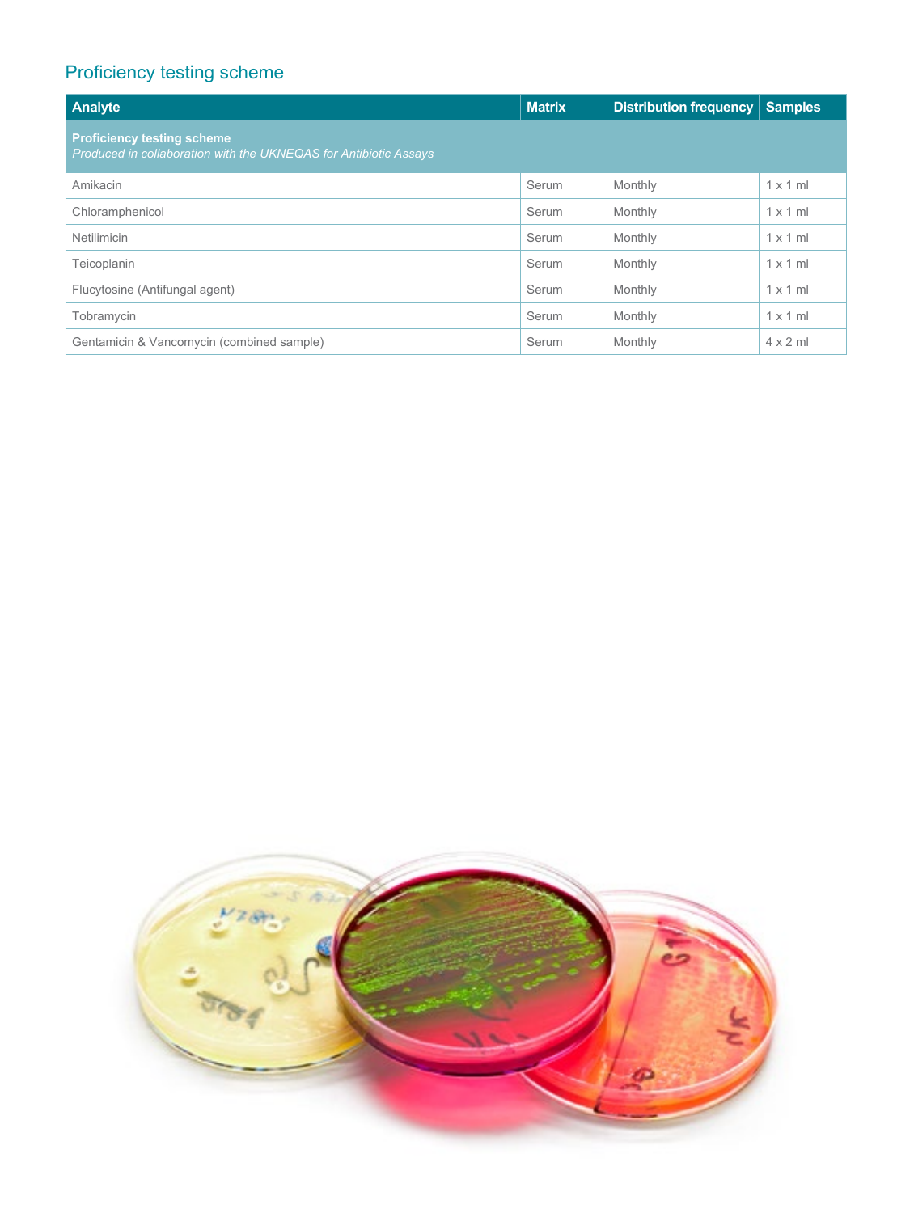## Proficiency testing scheme

| Analyte | Matrix | Distribution frequency | Samples |
|---|---|---|---|
| **Proficiency testing scheme** *Produced in collaboration with the UKNEQAS for Antibiotic Assays* | | | |
| Amikacin | Serum | Monthly | 1 x 1 ml |
| Chloramphenicol | Serum | Monthly | 1 x 1 ml |
| Netilimicin | Serum | Monthly | 1 x 1 ml |
| Teicoplanin | Serum | Monthly | 1 x 1 ml |
| Flucytosine (Antifungal agent) | Serum | Monthly | 1 x 1 ml |
| Tobramycin | Serum | Monthly | 1 x 1 ml |
| Gentamicin & Vancomycin (combined sample) | Serum | Monthly | 4 x 2 ml |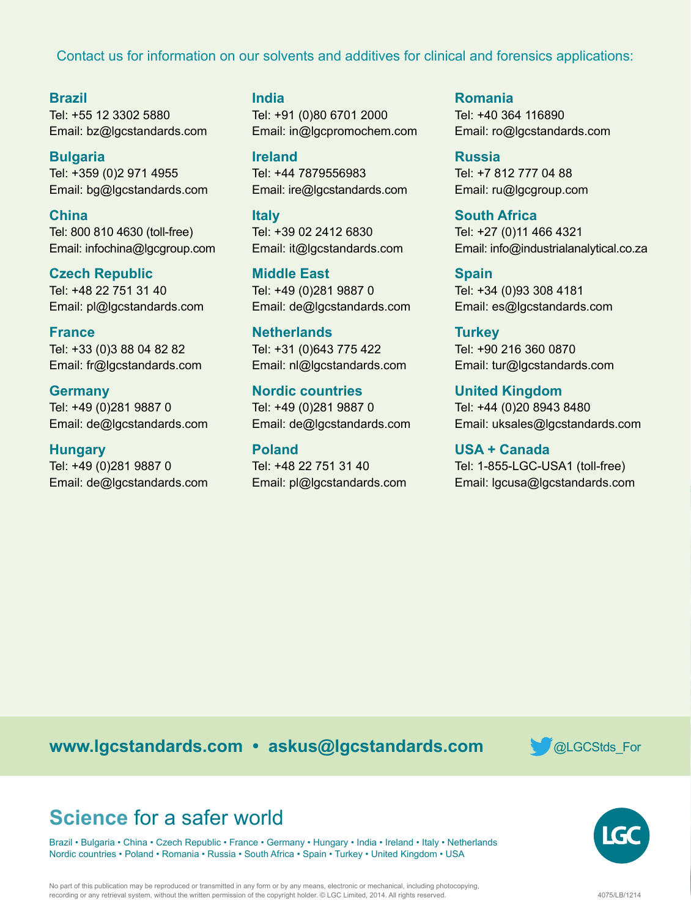Contact us for information on our solvents and additives for clinical and forensics applications:

**Brazil**
Tel: +55 12 3302 5880
Email: bz@lgcstandards.com

**Bulgaria**
Tel: +359 (0)2 971 4955
Email: bg@lgcstandards.com

**China**
Tel: 800 810 4630 (toll-free)
Email: infochina@lgcgroup.com

**Czech Republic**
Tel: +48 22 751 31 40
Email: pl@lgcstandards.com

**France**
Tel: +33 (0)3 88 04 82 82
Email: fr@lgcstandards.com

**Germany**
Tel: +49 (0)281 9887 0
Email: de@lgcstandards.com

**Hungary**
Tel: +49 (0)281 9887 0
Email: de@lgcstandards.com

**India**
Tel: +91 (0)80 6701 2000
Email: in@lgcpromochem.com

**Ireland**
Tel: +44 7879556983
Email: ire@lgcstandards.com

**Italy**
Tel: +39 02 2412 6830
Email: it@lgcstandards.com

**Middle East**
Tel: +49 (0)281 9887 0
Email: de@lgcstandards.com

**Netherlands**
Tel: +31 (0)643 775 422
Email: nl@lgcstandards.com

**Nordic countries**
Tel: +49 (0)281 9887 0
Email: de@lgcstandards.com

**Poland**
Tel: +48 22 751 31 40
Email: pl@lgcstandards.com

**Romania**
Tel: +40 364 116890
Email: ro@lgcstandards.com

**Russia**
Tel: +7 812 777 04 88
Email: ru@lgcgroup.com

**South Africa**
Tel: +27 (0)11 466 4321
Email: info@industrialanalytical.co.za

**Spain**
Tel: +34 (0)93 308 4181
Email: es@lgcstandards.com

**Turkey**
Tel: +90 216 360 0870
Email: tur@lgcstandards.com

**United Kingdom**
Tel: +44 (0)20 8943 8480
Email: uksales@lgcstandards.com

**USA + Canada**
Tel: 1-855-LGC-USA1 (toll-free)
Email: lgcusa@lgcstandards.com

**www.lgcstandards.com • askus@lgcstandards.com** @LGCStds_For

**Science** for a safer world

Brazil • Bulgaria • China • Czech Republic • France • Germany • Hungary • India • Ireland • Italy • Netherlands
Nordic countries • Poland • Romania • Russia • South Africa • Spain • Turkey • United Kingdom • USA

No part of this publication may be reproduced or transmitted in any form or by any means, electronic or mechanical, including photocopying, recording or any retrieval system, without the written permission of the copyright holder. © LGC Limited, 2014. All rights reserved.

4075/LB/1214